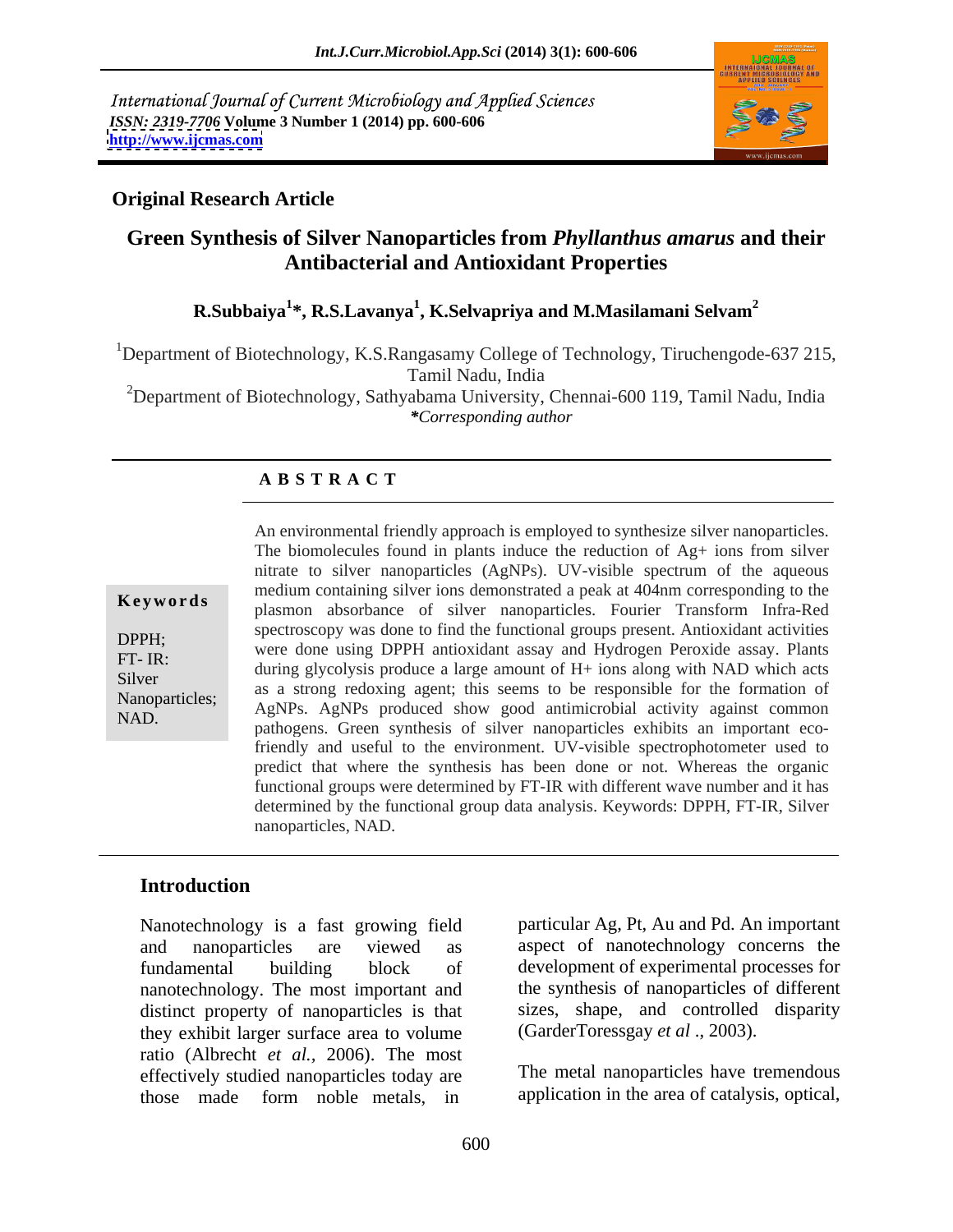International Journal of Current Microbiology and Applied Sciences
*ISSN: 2319-7706* **Volume 3 Number 1 (2014) pp. 600-606**
**http://www.ijcmas.com**

**Original Research Article**

# Green Synthesis of Silver Nanoparticles from *Phyllanthus amarus* and their Antibacterial and Antioxidant Properties

**R.Subbaiya[1]\*, R.S.Lavanya[1], K.Selvapriya and M.Masilamani Selvam[2]**

[1]Department of Biotechnology, K.S.Rangasamy College of Technology, Tiruchengode-637 215, Tamil Nadu, India

[2]Department of Biotechnology, Sathyabama University, Chennai-600 119, Tamil Nadu, India

*\*Corresponding author*

## A B S T R A C T

**Keywords**

DPPH; FT- IR: Silver Nanoparticles; NAD.

An environmental friendly approach is employed to synthesize silver nanoparticles. The biomolecules found in plants induce the reduction of Ag+ ions from silver nitrate to silver nanoparticles (AgNPs). UV-visible spectrum of the aqueous medium containing silver ions demonstrated a peak at 404nm corresponding to the plasmon absorbance of silver nanoparticles. Fourier Transform Infra-Red spectroscopy was done to find the functional groups present. Antioxidant activities were done using DPPH antioxidant assay and Hydrogen Peroxide assay. Plants during glycolysis produce a large amount of H+ ions along with NAD which acts as a strong redoxing agent; this seems to be responsible for the formation of AgNPs. AgNPs produced show good antimicrobial activity against common pathogens. Green synthesis of silver nanoparticles exhibits an important eco-friendly and useful to the environment. UV-visible spectrophotometer used to predict that where the synthesis has been done or not. Whereas the organic functional groups were determined by FT-IR with different wave number and it has determined by the functional group data analysis. Keywords: DPPH, FT-IR, Silver nanoparticles, NAD.

## Introduction

Nanotechnology is a fast growing field and nanoparticles are viewed as fundamental building block of nanotechnology. The most important and distinct property of nanoparticles is that they exhibit larger surface area to volume ratio (Albrecht *et al.,* 2006). The most effectively studied nanoparticles today are those made form noble metals, in particular Ag, Pt, Au and Pd. An important aspect of nanotechnology concerns the development of experimental processes for the synthesis of nanoparticles of different sizes, shape, and controlled disparity (GarderToressgay *et al* ., 2003).

The metal nanoparticles have tremendous application in the area of catalysis, optical,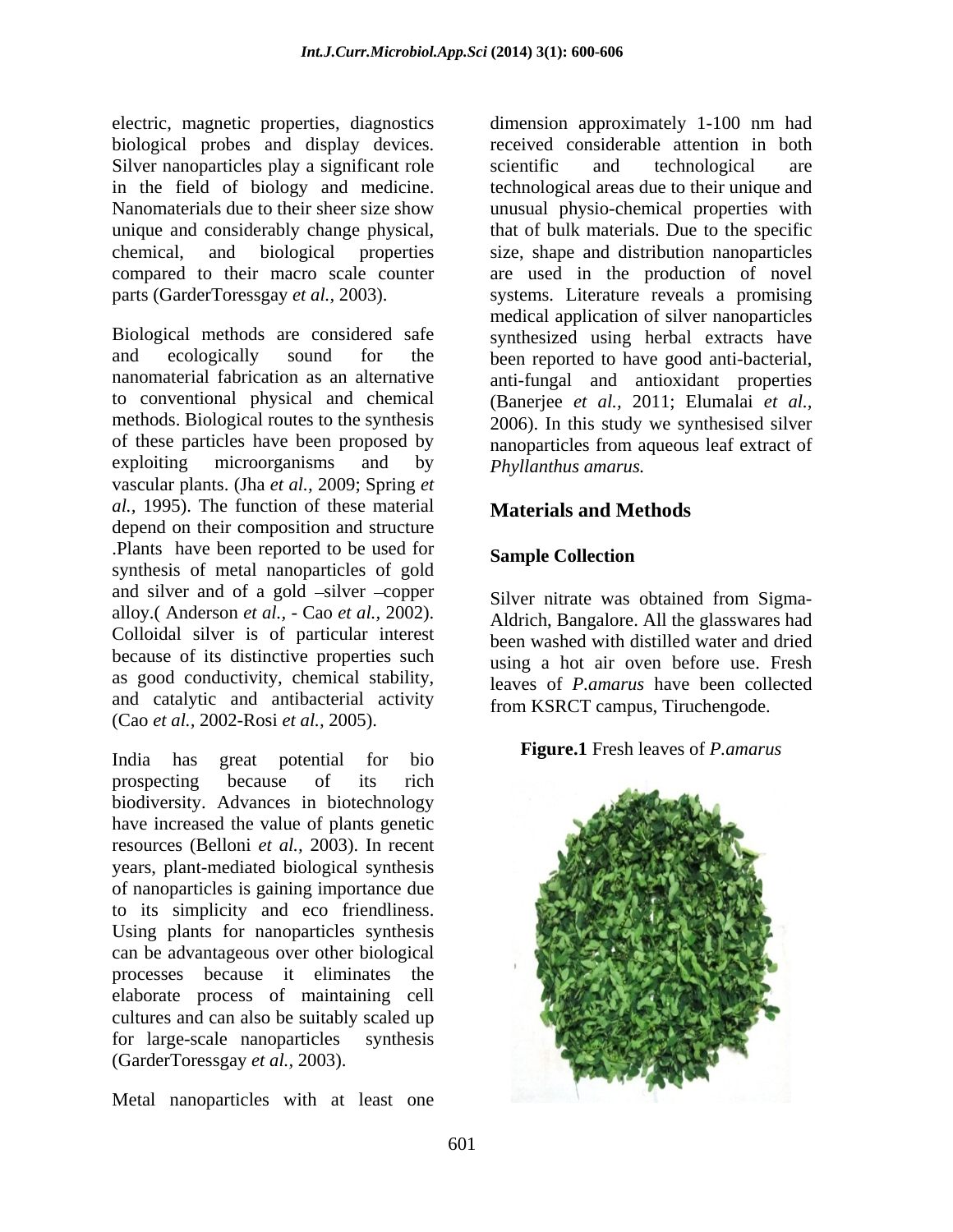electric, magnetic properties, diagnostics biological probes and display devices. Silver nanoparticles play a significant role in the field of biology and medicine. Nanomaterials due to their sheer size show unique and considerably change physical, chemical, and biological properties compared to their macro scale counter parts (GarderToressgay *et al.,* 2003).

Biological methods are considered safe and ecologically sound for the nanomaterial fabrication as an alternative to conventional physical and chemical methods. Biological routes to the synthesis of these particles have been proposed by exploiting microorganisms and by vascular plants. (Jha *et al.,* 2009; Spring *et al.,* 1995). The function of these material depend on their composition and structure .Plants have been reported to be used for synthesis of metal nanoparticles of gold and silver and of a gold –silver –copper alloy.( Anderson *et al.,* - Cao *et al.,* 2002). Colloidal silver is of particular interest because of its distinctive properties such as good conductivity, chemical stability, and catalytic and antibacterial activity (Cao *et al.,* 2002-Rosi *et al.,* 2005).

India has great potential for bio prospecting because of its rich biodiversity. Advances in biotechnology have increased the value of plants genetic resources (Belloni *et al.,* 2003). In recent years, plant-mediated biological synthesis of nanoparticles is gaining importance due to its simplicity and eco friendliness. Using plants for nanoparticles synthesis can be advantageous over other biological processes because it eliminates the elaborate process of maintaining cell cultures and can also be suitably scaled up for large-scale nanoparticles synthesis (GarderToressgay *et al.,* 2003).

Metal nanoparticles with at least one dimension approximately 1-100 nm had received considerable attention in both scientific and technological are technological areas due to their unique and unusual physio-chemical properties with that of bulk materials. Due to the specific size, shape and distribution nanoparticles are used in the production of novel systems. Literature reveals a promising medical application of silver nanoparticles synthesized using herbal extracts have been reported to have good anti-bacterial, anti-fungal and antioxidant properties (Banerjee *et al.,* 2011; Elumalai *et al.,* 2006). In this study we synthesised silver nanoparticles from aqueous leaf extract of *Phyllanthus amarus.*

## Materials and Methods

### Sample Collection

Silver nitrate was obtained from Sigma-Aldrich, Bangalore. All the glasswares had been washed with distilled water and dried using a hot air oven before use. Fresh leaves of *P.amarus* have been collected from KSRCT campus, Tiruchengode.

**Figure.1** Fresh leaves of *P.amarus*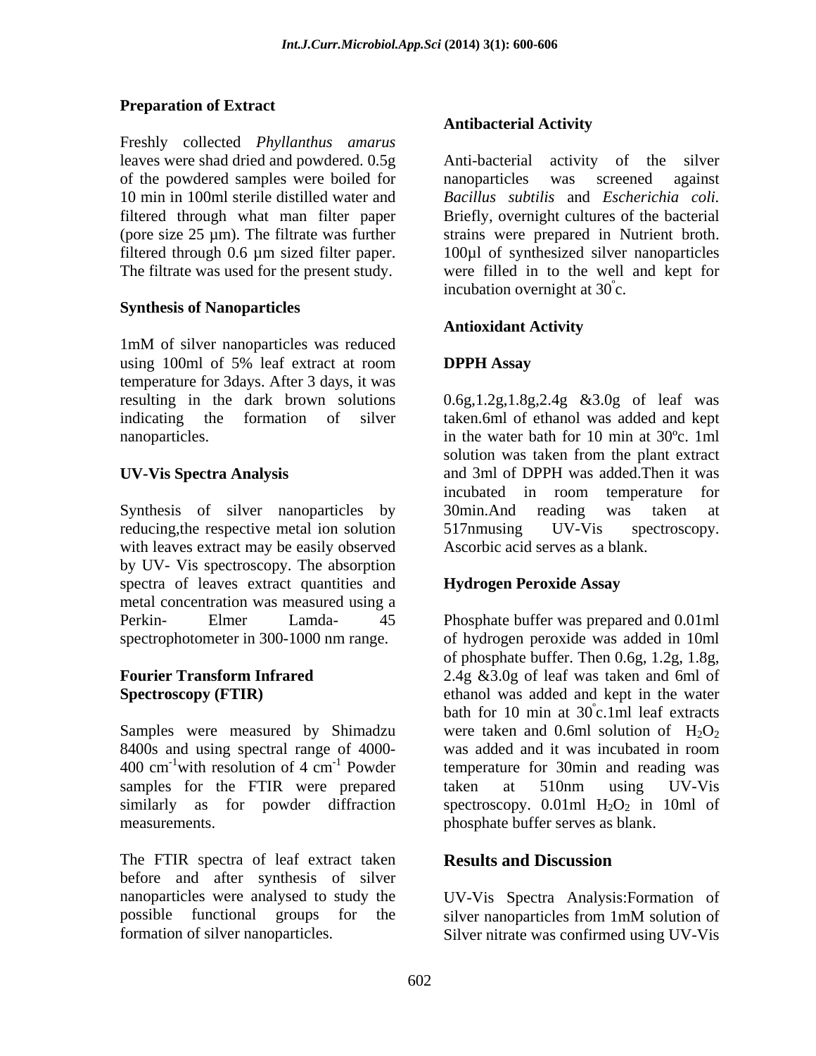### Preparation of Extract

Freshly collected *Phyllanthus amarus* leaves were shad dried and powdered. 0.5g of the powdered samples were boiled for 10 min in 100ml sterile distilled water and filtered through what man filter paper (pore size 25 µm). The filtrate was further filtered through 0.6 µm sized filter paper. The filtrate was used for the present study.

### Synthesis of Nanoparticles

1mM of silver nanoparticles was reduced using 100ml of 5% leaf extract at room temperature for 3days. After 3 days, it was resulting in the dark brown solutions indicating the formation of silver nanoparticles.

### UV-Vis Spectra Analysis

Synthesis of silver nanoparticles by reducing,the respective metal ion solution with leaves extract may be easily observed by UV- Vis spectroscopy. The absorption spectra of leaves extract quantities and metal concentration was measured using a Perkin- Elmer Lamda- 45 spectrophotometer in 300-1000 nm range.

### Fourier Transform Infrared Spectroscopy (FTIR)

Samples were measured by Shimadzu 8400s and using spectral range of 4000-400 $cm^{-1}$with resolution of 4 $cm^{-1}$ Powder samples for the FTIR were prepared similarly as for powder diffraction measurements.

The FTIR spectra of leaf extract taken before and after synthesis of silver nanoparticles were analysed to study the possible functional groups for the formation of silver nanoparticles.

### Antibacterial Activity

Anti-bacterial activity of the silver nanoparticles was screened against *Bacillus subtilis* and *Escherichia coli.* Briefly, overnight cultures of the bacterial strains were prepared in Nutrient broth. 100µl of synthesized silver nanoparticles were filled in to the well and kept for incubation overnight at 30$^{\circ}$c.

### Antioxidant Activity

### DPPH Assay

0.6g,1.2g,1.8g,2.4g &3.0g of leaf was taken.6ml of ethanol was added and kept in the water bath for 10 min at 30ºc. 1ml solution was taken from the plant extract and 3ml of DPPH was added.Then it was incubated in room temperature for 30min.And reading was taken at 517nmusing UV-Vis spectroscopy. Ascorbic acid serves as a blank.

### Hydrogen Peroxide Assay

Phosphate buffer was prepared and 0.01ml of hydrogen peroxide was added in 10ml of phosphate buffer. Then 0.6g, 1.2g, 1.8g, 2.4g &3.0g of leaf was taken and 6ml of ethanol was added and kept in the water bath for 10 min at 30$^{\circ}$c.1ml leaf extracts were taken and 0.6ml solution of $H_2O_2$ was added and it was incubated in room temperature for 30min and reading was taken at 510nm using UV-Vis spectroscopy. 0.01ml $H_2O_2$ in 10ml of phosphate buffer serves as blank.

## Results and Discussion

UV-Vis Spectra Analysis:Formation of silver nanoparticles from 1mM solution of Silver nitrate was confirmed using UV-Vis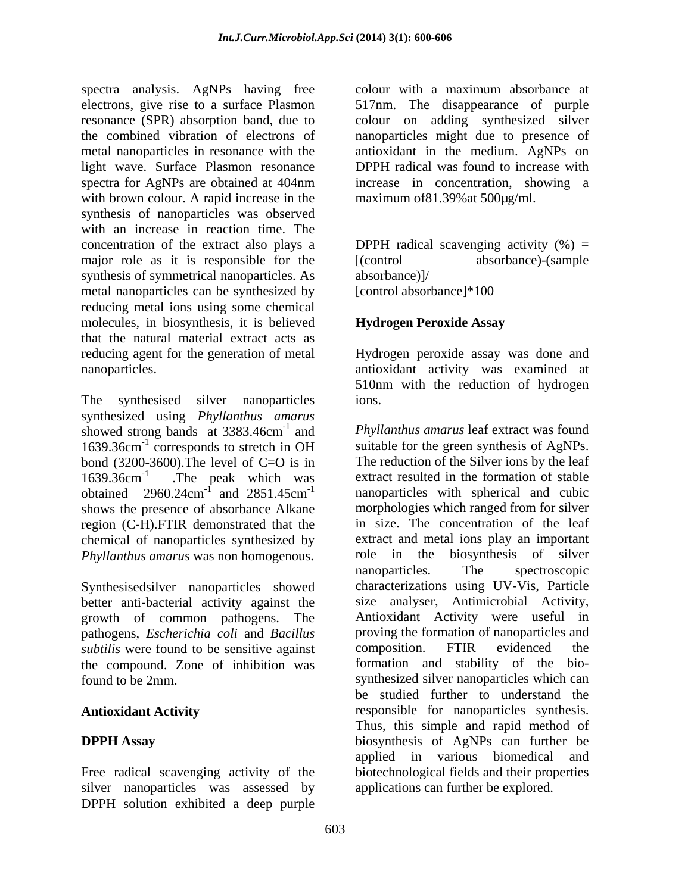spectra analysis. AgNPs having free electrons, give rise to a surface Plasmon resonance (SPR) absorption band, due to the combined vibration of electrons of metal nanoparticles in resonance with the light wave. Surface Plasmon resonance spectra for AgNPs are obtained at 404nm with brown colour. A rapid increase in the synthesis of nanoparticles was observed with an increase in reaction time. The concentration of the extract also plays a major role as it is responsible for the synthesis of symmetrical nanoparticles. As metal nanoparticles can be synthesized by reducing metal ions using some chemical molecules, in biosynthesis, it is believed that the natural material extract acts as reducing agent for the generation of metal nanoparticles.

The synthesised silver nanoparticles synthesized using *Phyllanthus amarus* showed strong bands at 3383.46cm$^{-1}$ and 1639.36cm$^{-1}$ corresponds to stretch in OH bond (3200-3600).The level of C=O is in 1639.36cm$^{-1}$ .The peak which was obtained 2960.24cm$^{-1}$ and 2851.45cm$^{-1}$ shows the presence of absorbance Alkane region (C-H).FTIR demonstrated that the chemical of nanoparticles synthesized by *Phyllanthus amarus* was non homogenous.

Synthesisedsilver nanoparticles showed better anti-bacterial activity against the growth of common pathogens. The pathogens, *Escherichia coli* and *Bacillus subtilis* were found to be sensitive against the compound. Zone of inhibition was found to be 2mm.

## Antioxidant Activity

### DPPH Assay

Free radical scavenging activity of the silver nanoparticles was assessed by DPPH solution exhibited a deep purple colour with a maximum absorbance at 517nm. The disappearance of purple colour on adding synthesized silver nanoparticles might due to presence of antioxidant in the medium. AgNPs on DPPH radical was found to increase with increase in concentration, showing a maximum of81.39%at 500µg/ml.

DPPH radical scavenging activity (%) = [(control absorbance)-(sample absorbance)]/ [control absorbance]*100

### Hydrogen Peroxide Assay

Hydrogen peroxide assay was done and antioxidant activity was examined at 510nm with the reduction of hydrogen ions.

*Phyllanthus amarus* leaf extract was found suitable for the green synthesis of AgNPs. The reduction of the Silver ions by the leaf extract resulted in the formation of stable nanoparticles with spherical and cubic morphologies which ranged from for silver in size. The concentration of the leaf extract and metal ions play an important role in the biosynthesis of silver nanoparticles. The spectroscopic characterizations using UV-Vis, Particle size analyser, Antimicrobial Activity, Antioxidant Activity were useful in proving the formation of nanoparticles and composition. FTIR evidenced the formation and stability of the bio-synthesized silver nanoparticles which can be studied further to understand the responsible for nanoparticles synthesis. Thus, this simple and rapid method of biosynthesis of AgNPs can further be applied in various biomedical and biotechnological fields and their properties applications can further be explored.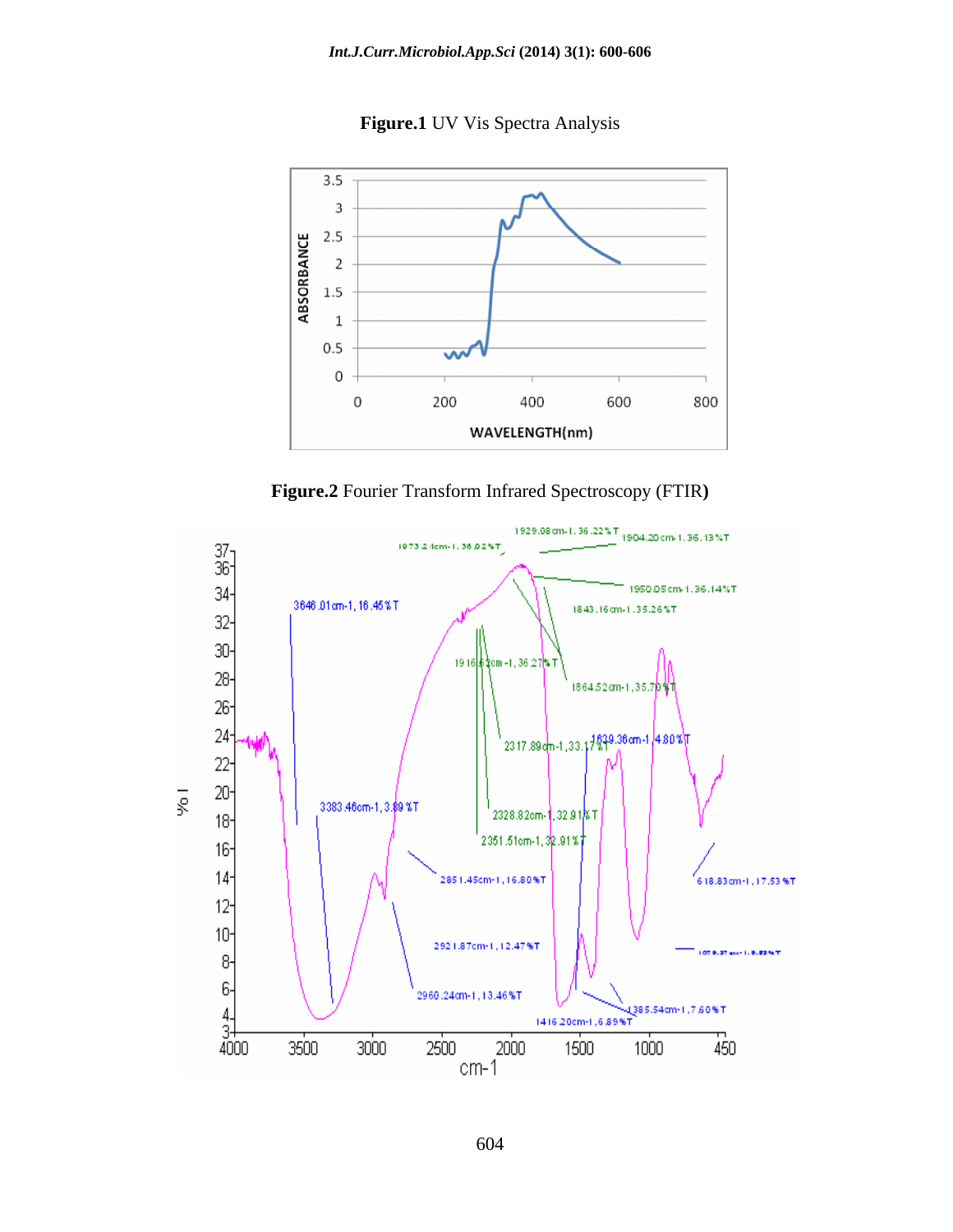**Figure.1** UV Vis Spectra Analysis

**Figure.2** Fourier Transform Infrared Spectroscopy (FTIR**)**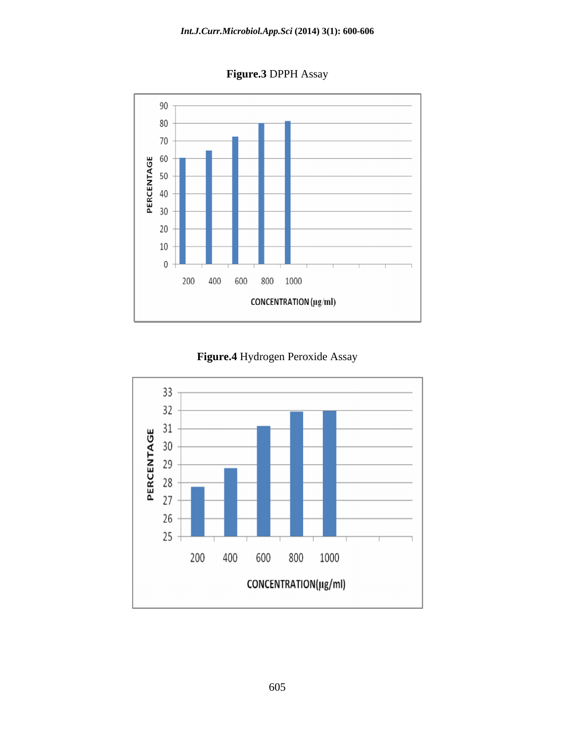**Figure.3** DPPH Assay

**Figure.4** Hydrogen Peroxide Assay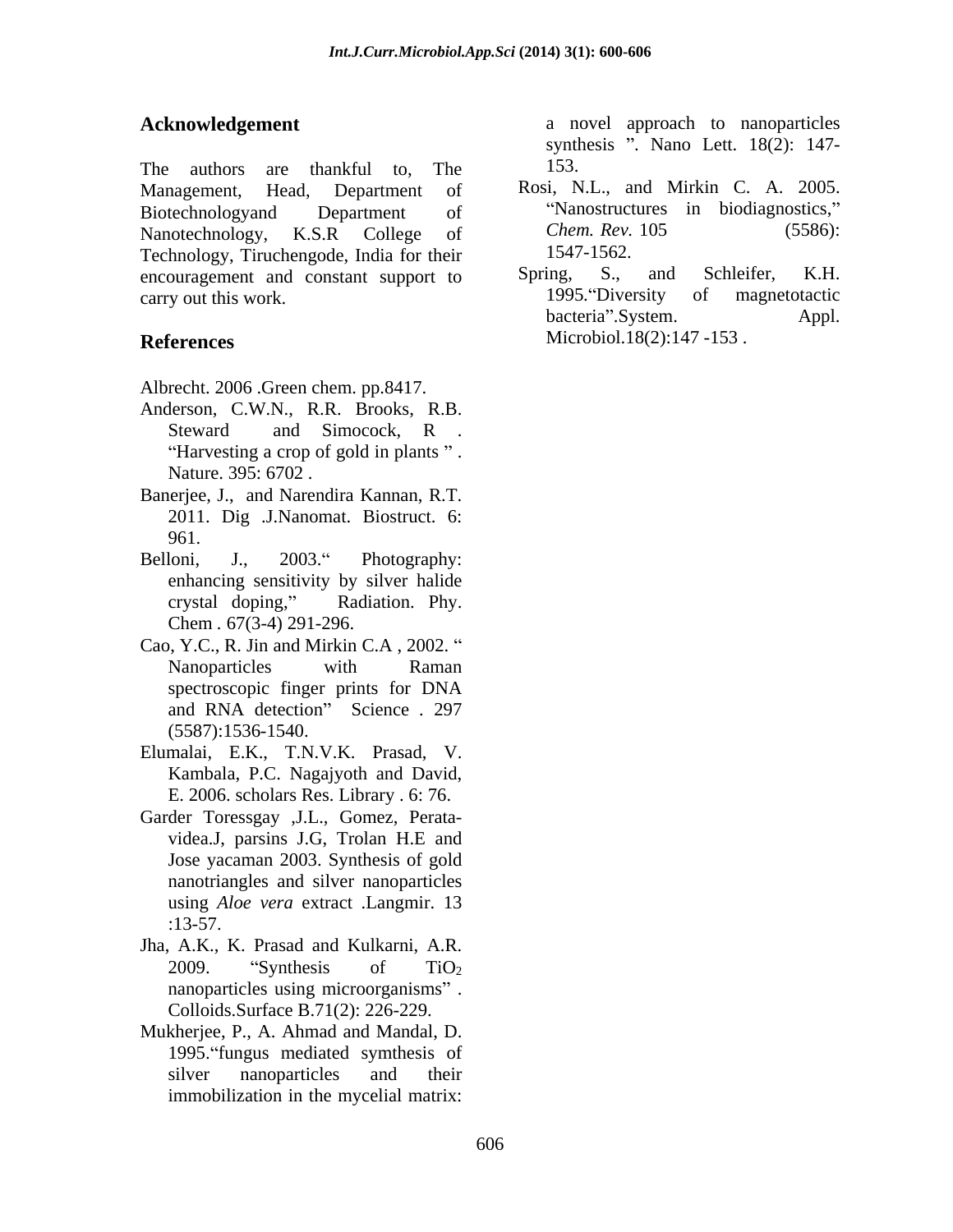## Acknowledgement

The authors are thankful to, The Management, Head, Department of Biotechnologyand Department of Nanotechnology, K.S.R College of Technology, Tiruchengode, India for their encouragement and constant support to carry out this work.

## References

Albrecht. 2006 .Green chem. pp.8417.

Anderson, C.W.N., R.R. Brooks, R.B. Steward and Simocock, R . "Harvesting a crop of gold in plants " . Nature. 395: 6702 .

Banerjee, J., and Narendira Kannan, R.T. 2011. Dig .J.Nanomat. Biostruct. 6: 961.

Belloni, J., 2003." Photography: enhancing sensitivity by silver halide crystal doping," Radiation. Phy. Chem . 67(3-4) 291-296.

Cao, Y.C., R. Jin and Mirkin C.A , 2002. " Nanoparticles with Raman spectroscopic finger prints for DNA and RNA detection" Science . 297 (5587):1536-1540.

Elumalai, E.K., T.N.V.K. Prasad, V. Kambala, P.C. Nagajyoth and David, E. 2006. scholars Res. Library . 6: 76.

Garder Toressgay ,J.L., Gomez, Perata-videa.J, parsins J.G, Trolan H.E and Jose yacaman 2003. Synthesis of gold nanotriangles and silver nanoparticles using *Aloe vera* extract .Langmir. 13 :13-57.

Jha, A.K., K. Prasad and Kulkarni, A.R. 2009. "Synthesis of $TiO_2$ nanoparticles using microorganisms" . Colloids.Surface B.71(2): 226-229.

Mukherjee, P., A. Ahmad and Mandal, D. 1995."fungus mediated symthesis of silver nanoparticles and their immobilization in the mycelial matrix: a novel approach to nanoparticles synthesis ". Nano Lett. 18(2): 147-153.

Rosi, N.L., and Mirkin C. A. 2005. "Nanostructures in biodiagnostics," *Chem. Rev.* 105 (5586): 1547-1562.

Spring, S., and Schleifer, K.H. 1995."Diversity of magnetotactic bacteria".System. Appl. Microbiol.18(2):147 -153 .